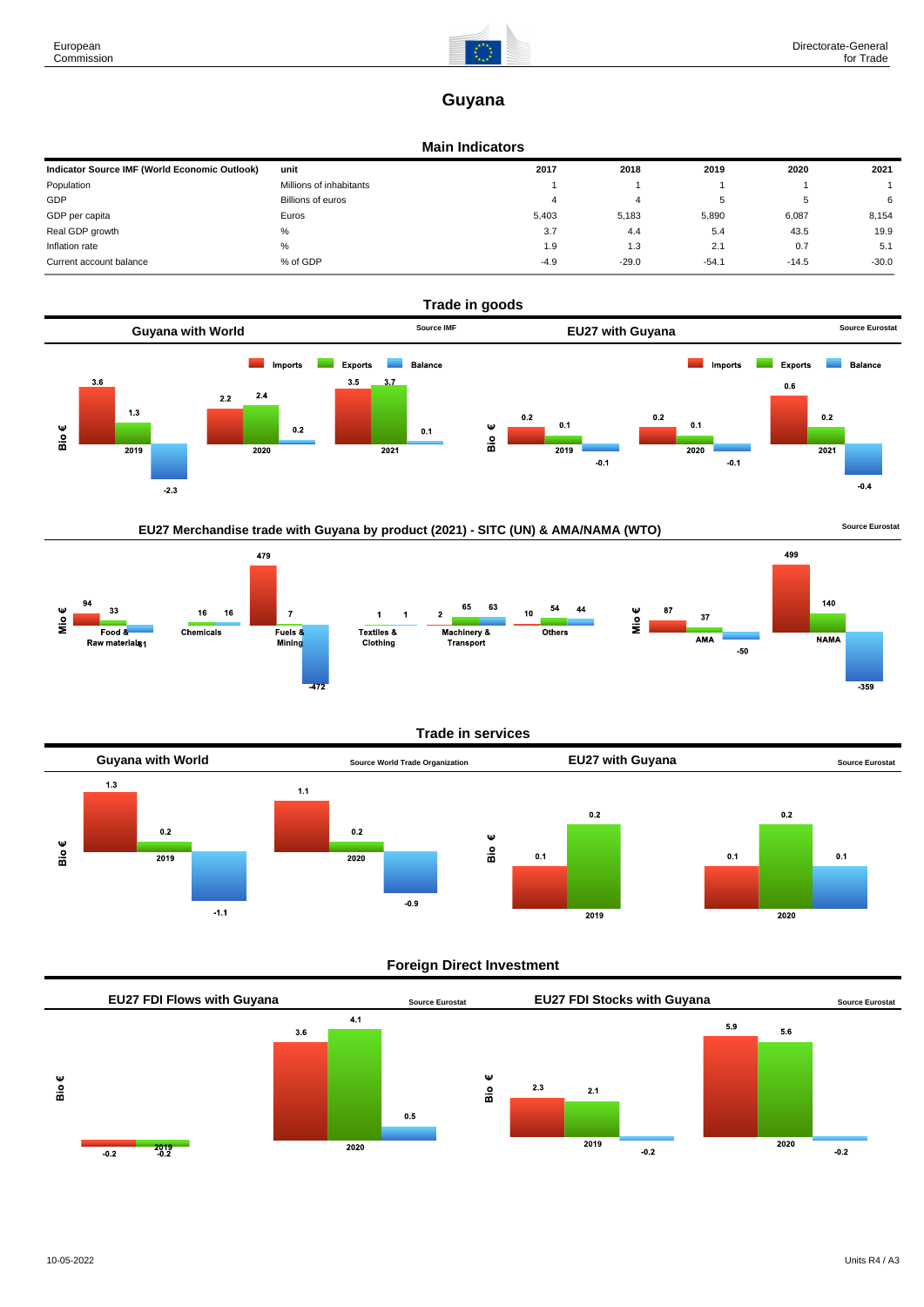# Guyana

## Main Indicators

| Indicator Source IMF (World Economic Outlook) | unit | 2017 | 2018 | 2019 | 2020 | 2021 |
|---|---|---|---|---|---|---|
| Population | Millions of inhabitants | 1 | 1 | 1 | 1 | 1 |
| GDP | Billions of euros | 4 | 4 | 5 | 5 | 6 |
| GDP per capita | Euros | 5,403 | 5,183 | 5,890 | 6,087 | 8,154 |
| Real GDP growth | % | 3.7 | 4.4 | 5.4 | 43.5 | 19.9 |
| Inflation rate | % | 1.9 | 1.3 | 2.1 | 0.7 | 5.1 |
| Current account balance | % of GDP | -4.9 | -29.0 | -54.1 | -14.5 | -30.0 |

## Trade in goods

### Guyana with World

Source IMF

Bio €

| | Imports | Exports | Balance |
|---|---|---|---|
| 2019 | 3.6 | 1.3 | -2.3 |
| 2020 | 2.2 | 2.4 | 0.2 |
| 2021 | 3.5 | 3.7 | 0.1 |

### EU27 with Guyana

Source Eurostat

Bio €

| | Imports | Exports | Balance |
|---|---|---|---|
| 2019 | 0.2 | 0.1 | -0.1 |
| 2020 | 0.2 | 0.1 | -0.1 |
| 2021 | 0.6 | 0.2 | -0.4 |

### EU27 Merchandise trade with Guyana by product (2021) - SITC (UN) & AMA/NAMA (WTO)

Source Eurostat

Mio €

| | Imports | Exports | Balance |
|---|---|---|---|
| Food & Raw materials | 94 | 33 | -61 |
| Chemicals | | 16 | 16 |
| Fuels & Mining | 479 | 7 | -472 |
| Textiles & Clothing | | 1 | 1 |
| Machinery & Transport | 2 | 65 | 63 |
| Others | 10 | 54 | 44 |

Mio €

| | Imports | Exports | Balance |
|---|---|---|---|
| AMA | 87 | 37 | -50 |
| NAMA | 499 | 140 | -359 |

## Trade in services

### Guyana with World

Source World Trade Organization

Bio €

| | Imports | Exports | Balance |
|---|---|---|---|
| 2019 | 1.3 | 0.2 | -1.1 |
| 2020 | 1.1 | 0.2 | -0.9 |

### EU27 with Guyana

Source Eurostat

Bio €

| | Imports | Exports | Balance |
|---|---|---|---|
| 2019 | 0.1 | 0.2 | |
| 2020 | 0.1 | 0.2 | 0.1 |

## Foreign Direct Investment

### EU27 FDI Flows with Guyana

Source Eurostat

Bio €

| | | | |
|---|---|---|---|
| 2019 | -0.2 | -0.2 | |
| 2020 | 3.6 | 4.1 | 0.5 |

### EU27 FDI Stocks with Guyana

Source Eurostat

Bio €

| | | | |
|---|---|---|---|
| 2019 | 2.3 | 2.1 | -0.2 |
| 2020 | 5.9 | 5.6 | -0.2 |

10-05-2022

Units R4 / A3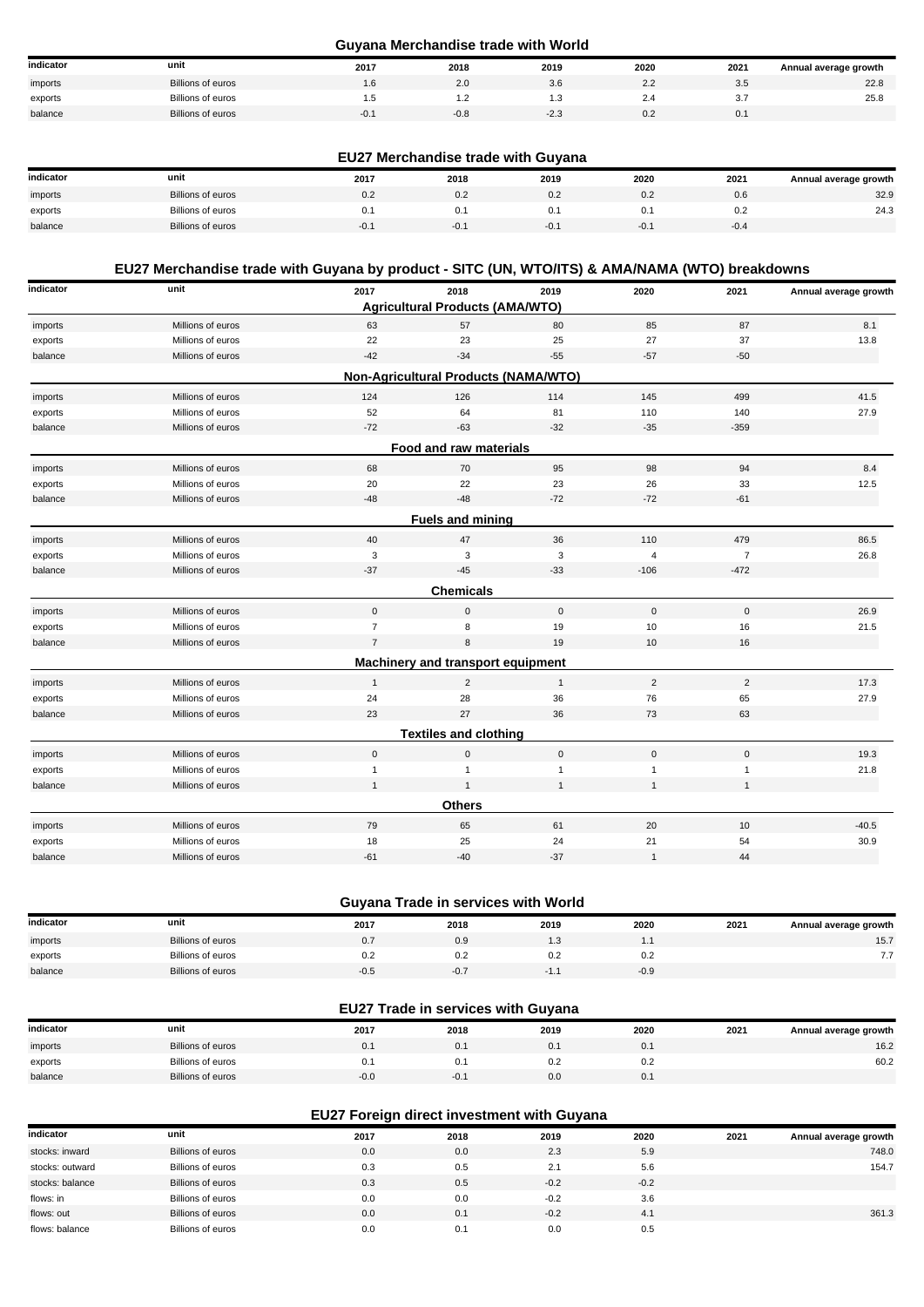## Guyana Merchandise trade with World

| indicator | unit | 2017 | 2018 | 2019 | 2020 | 2021 | Annual average growth |
|---|---|---|---|---|---|---|---|
| imports | Billions of euros | 1.6 | 2.0 | 3.6 | 2.2 | 3.5 | 22.8 |
| exports | Billions of euros | 1.5 | 1.2 | 1.3 | 2.4 | 3.7 | 25.8 |
| balance | Billions of euros | -0.1 | -0.8 | -2.3 | 0.2 | 0.1 | |

## EU27 Merchandise trade with Guyana

| indicator | unit | 2017 | 2018 | 2019 | 2020 | 2021 | Annual average growth |
|---|---|---|---|---|---|---|---|
| imports | Billions of euros | 0.2 | 0.2 | 0.2 | 0.2 | 0.6 | 32.9 |
| exports | Billions of euros | 0.1 | 0.1 | 0.1 | 0.1 | 0.2 | 24.3 |
| balance | Billions of euros | -0.1 | -0.1 | -0.1 | -0.1 | -0.4 | |

## EU27 Merchandise trade with Guyana by product - SITC (UN, WTO/ITS) & AMA/NAMA (WTO) breakdowns

| indicator | unit | 2017 | 2018 | 2019 | 2020 | 2021 | Annual average growth |
|---|---|---|---|---|---|---|---|
| **Agricultural Products (AMA/WTO)** | | | | | | | |
| imports | Millions of euros | 63 | 57 | 80 | 85 | 87 | 8.1 |
| exports | Millions of euros | 22 | 23 | 25 | 27 | 37 | 13.8 |
| balance | Millions of euros | -42 | -34 | -55 | -57 | -50 | |
| **Non-Agricultural Products (NAMA/WTO)** | | | | | | | |
| imports | Millions of euros | 124 | 126 | 114 | 145 | 499 | 41.5 |
| exports | Millions of euros | 52 | 64 | 81 | 110 | 140 | 27.9 |
| balance | Millions of euros | -72 | -63 | -32 | -35 | -359 | |
| **Food and raw materials** | | | | | | | |
| imports | Millions of euros | 68 | 70 | 95 | 98 | 94 | 8.4 |
| exports | Millions of euros | 20 | 22 | 23 | 26 | 33 | 12.5 |
| balance | Millions of euros | -48 | -48 | -72 | -72 | -61 | |
| **Fuels and mining** | | | | | | | |
| imports | Millions of euros | 40 | 47 | 36 | 110 | 479 | 86.5 |
| exports | Millions of euros | 3 | 3 | 3 | 4 | 7 | 26.8 |
| balance | Millions of euros | -37 | -45 | -33 | -106 | -472 | |
| **Chemicals** | | | | | | | |
| imports | Millions of euros | 0 | 0 | 0 | 0 | 0 | 26.9 |
| exports | Millions of euros | 7 | 8 | 19 | 10 | 16 | 21.5 |
| balance | Millions of euros | 7 | 8 | 19 | 10 | 16 | |
| **Machinery and transport equipment** | | | | | | | |
| imports | Millions of euros | 1 | 2 | 1 | 2 | 2 | 17.3 |
| exports | Millions of euros | 24 | 28 | 36 | 76 | 65 | 27.9 |
| balance | Millions of euros | 23 | 27 | 36 | 73 | 63 | |
| **Textiles and clothing** | | | | | | | |
| imports | Millions of euros | 0 | 0 | 0 | 0 | 0 | 19.3 |
| exports | Millions of euros | 1 | 1 | 1 | 1 | 1 | 21.8 |
| balance | Millions of euros | 1 | 1 | 1 | 1 | 1 | |
| **Others** | | | | | | | |
| imports | Millions of euros | 79 | 65 | 61 | 20 | 10 | -40.5 |
| exports | Millions of euros | 18 | 25 | 24 | 21 | 54 | 30.9 |
| balance | Millions of euros | -61 | -40 | -37 | 1 | 44 | |

## Guyana Trade in services with World

| indicator | unit | 2017 | 2018 | 2019 | 2020 | 2021 | Annual average growth |
|---|---|---|---|---|---|---|---|
| imports | Billions of euros | 0.7 | 0.9 | 1.3 | 1.1 | | 15.7 |
| exports | Billions of euros | 0.2 | 0.2 | 0.2 | 0.2 | | 7.7 |
| balance | Billions of euros | -0.5 | -0.7 | -1.1 | -0.9 | | |

## EU27 Trade in services with Guyana

| indicator | unit | 2017 | 2018 | 2019 | 2020 | 2021 | Annual average growth |
|---|---|---|---|---|---|---|---|
| imports | Billions of euros | 0.1 | 0.1 | 0.1 | 0.1 | | 16.2 |
| exports | Billions of euros | 0.1 | 0.1 | 0.2 | 0.2 | | 60.2 |
| balance | Billions of euros | -0.0 | -0.1 | 0.0 | 0.1 | | |

## EU27 Foreign direct investment with Guyana

| indicator | unit | 2017 | 2018 | 2019 | 2020 | 2021 | Annual average growth |
|---|---|---|---|---|---|---|---|
| stocks: inward | Billions of euros | 0.0 | 0.0 | 2.3 | 5.9 | | 748.0 |
| stocks: outward | Billions of euros | 0.3 | 0.5 | 2.1 | 5.6 | | 154.7 |
| stocks: balance | Billions of euros | 0.3 | 0.5 | -0.2 | -0.2 | | |
| flows: in | Billions of euros | 0.0 | 0.0 | -0.2 | 3.6 | | |
| flows: out | Billions of euros | 0.0 | 0.1 | -0.2 | 4.1 | | 361.3 |
| flows: balance | Billions of euros | 0.0 | 0.1 | 0.0 | 0.5 | | |